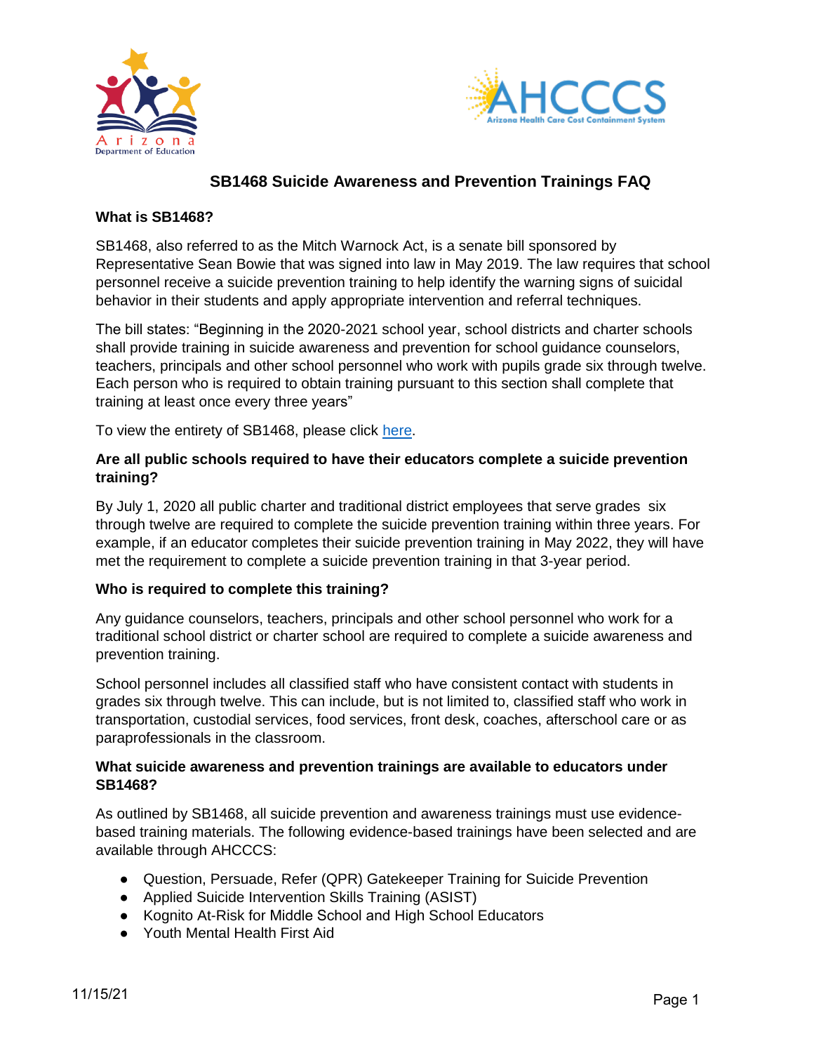# SB1468 Suicide Awareness and Prevention Trainings FAQ

**What is SB1468?**

SB1468, also referred to as the Mitch Warnock Act, is a senate bill sponsored by Representative Sean Bowie that was signed into law in May 2019. The law requires that school personnel receive a suicide prevention training to help identify the warning signs of suicidal behavior in their students and apply appropriate intervention and referral techniques.

The bill states: “Beginning in the 2020-2021 school year, school districts and charter schools shall provide training in suicide awareness and prevention for school guidance counselors, teachers, principals and other school personnel who work with pupils grade six through twelve. Each person who is required to obtain training pursuant to this section shall complete that training at least once every three years”

To view the entirety of SB1468, please click [here](#).

**Are all public schools required to have their educators complete a suicide prevention training?**

By July 1, 2020 all public charter and traditional district employees that serve grades six through twelve are required to complete the suicide prevention training within three years. For example, if an educator completes their suicide prevention training in May 2022, they will have met the requirement to complete a suicide prevention training in that 3-year period.

**Who is required to complete this training?**

Any guidance counselors, teachers, principals and other school personnel who work for a traditional school district or charter school are required to complete a suicide awareness and prevention training.

School personnel includes all classified staff who have consistent contact with students in grades six through twelve. This can include, but is not limited to, classified staff who work in transportation, custodial services, food services, front desk, coaches, afterschool care or as paraprofessionals in the classroom.

**What suicide awareness and prevention trainings are available to educators under SB1468?**

As outlined by SB1468, all suicide prevention and awareness trainings must use evidence-based training materials. The following evidence-based trainings have been selected and are available through AHCCCS:

- Question, Persuade, Refer (QPR) Gatekeeper Training for Suicide Prevention
- Applied Suicide Intervention Skills Training (ASIST)
- Kognito At-Risk for Middle School and High School Educators
- Youth Mental Health First Aid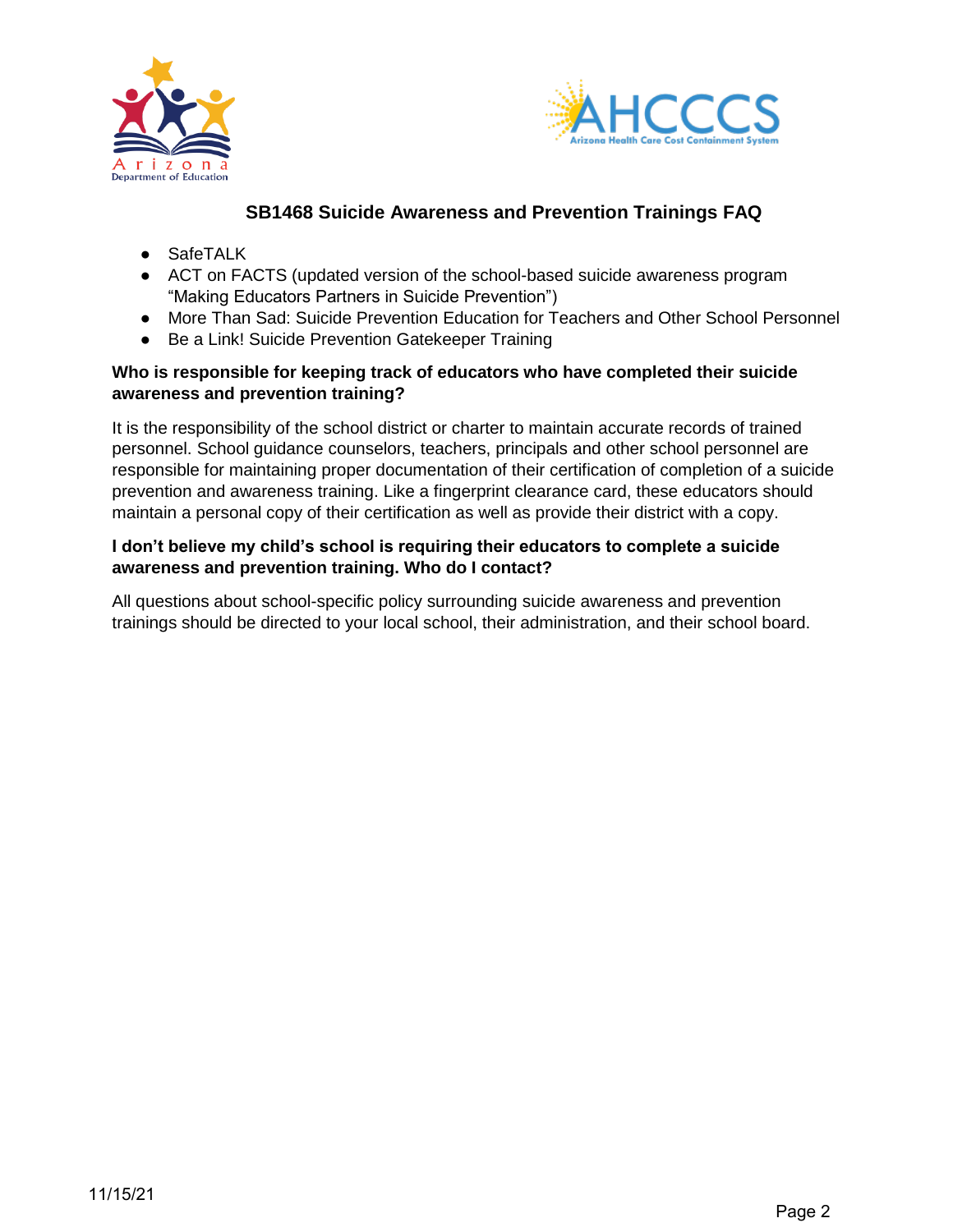## SB1468 Suicide Awareness and Prevention Trainings FAQ

- SafeTALK
- ACT on FACTS (updated version of the school-based suicide awareness program "Making Educators Partners in Suicide Prevention")
- More Than Sad: Suicide Prevention Education for Teachers and Other School Personnel
- Be a Link! Suicide Prevention Gatekeeper Training

**Who is responsible for keeping track of educators who have completed their suicide awareness and prevention training?**

It is the responsibility of the school district or charter to maintain accurate records of trained personnel. School guidance counselors, teachers, principals and other school personnel are responsible for maintaining proper documentation of their certification of completion of a suicide prevention and awareness training. Like a fingerprint clearance card, these educators should maintain a personal copy of their certification as well as provide their district with a copy.

**I don't believe my child's school is requiring their educators to complete a suicide awareness and prevention training. Who do I contact?**

All questions about school-specific policy surrounding suicide awareness and prevention trainings should be directed to your local school, their administration, and their school board.

11/15/21